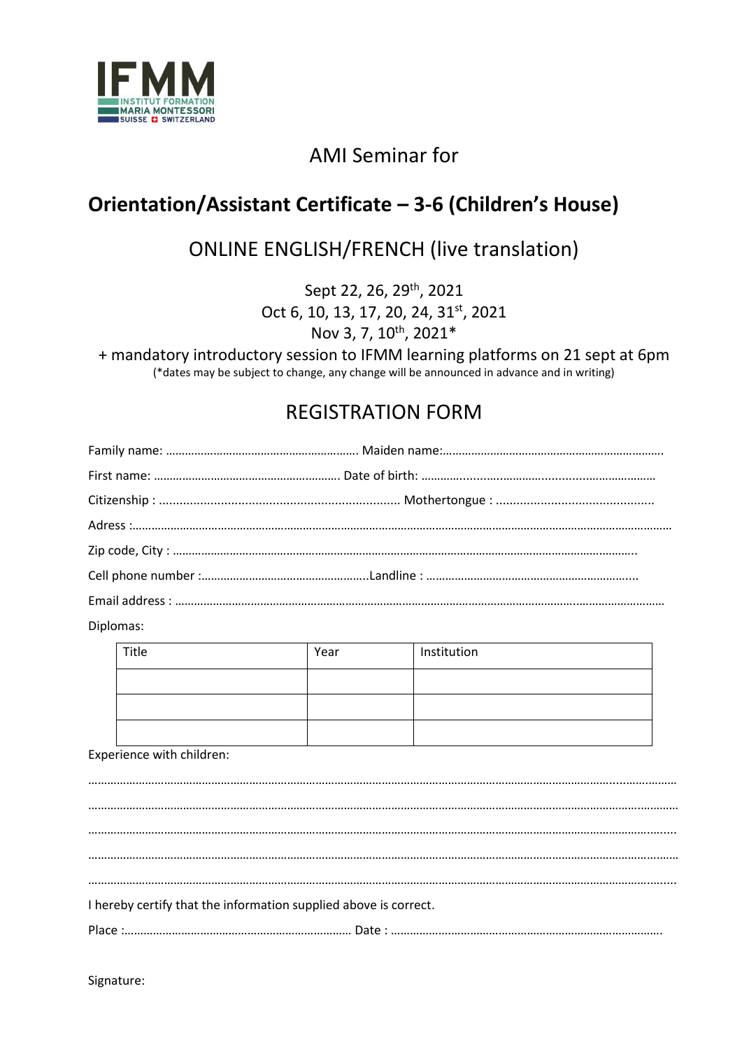IFMM
INSTITUT FORMATION
MARIA MONTESSORI
SUISSE SWITZERLAND

AMI Seminar for

## Orientation/Assistant Certificate – 3-6 (Children's House)

ONLINE ENGLISH/FRENCH (live translation)

Sept 22, 26, 29th, 2021
Oct 6, 10, 13, 17, 20, 24, 31st, 2021
Nov 3, 7, 10th, 2021*

+ mandatory introductory session to IFMM learning platforms on 21 sept at 6pm
(*dates may be subject to change, any change will be announced in advance and in writing)

## REGISTRATION FORM

Family name: …………………………………………………. Maiden name:…………………………………………………………….

First name: …………………………………………………. Date of birth: ……………………………………………………………

Citizenship : ...................................................................... Mothertongue : .............................................

Adress :……………………………………………………………………………………………………………………………………………

Zip code, City : ……………………………………………………………………………………………………………………..

Cell phone number :…………………………………………….Landline : …………………………………………………...

Email address : ………………………………………………………………………………………………………………………………

Diplomas:

| Title | Year | Institution |
|---|---|---|
| | | |
| | | |
| | | |

Experience with children:

……………………………………………………………………………………………………………………………………………………

……………………………………………………………………………………………………………………………………………………

……………………………………………………………………………………………………………………………………………………

……………………………………………………………………………………………………………………………………………………

……………………………………………………………………………………………………………………………………………………

I hereby certify that the information supplied above is correct.

Place :……………………………………………………………… Date : ……………………………………………………………………

Signature: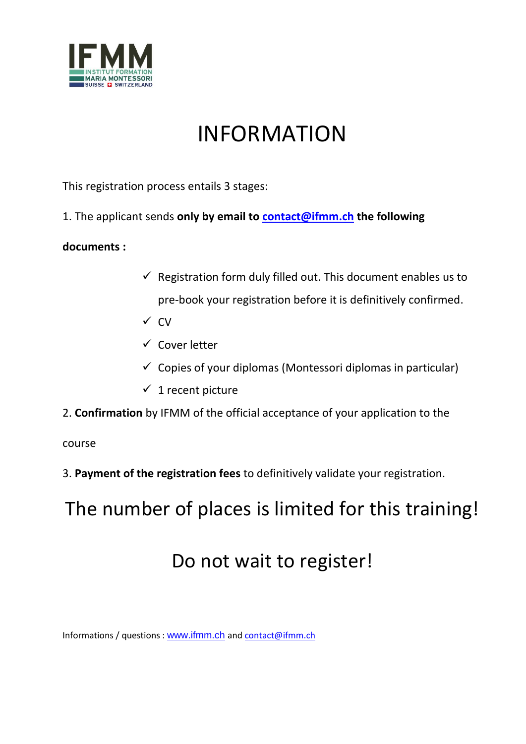IFMM
INSTITUT FORMATION
MARIA MONTESSORI
SUISSE SWITZERLAND

# INFORMATION

This registration process entails 3 stages:

1. The applicant sends **only by email to contact@ifmm.ch the following documents :**

   - ✓ Registration form duly filled out. This document enables us to pre-book your registration before it is definitively confirmed.
   - ✓ CV
   - ✓ Cover letter
   - ✓ Copies of your diplomas (Montessori diplomas in particular)
   - ✓ 1 recent picture

2. **Confirmation** by IFMM of the official acceptance of your application to the course

3. **Payment of the registration fees** to definitively validate your registration.

## The number of places is limited for this training!

## Do not wait to register!

Informations / questions : www.ifmm.ch and contact@ifmm.ch